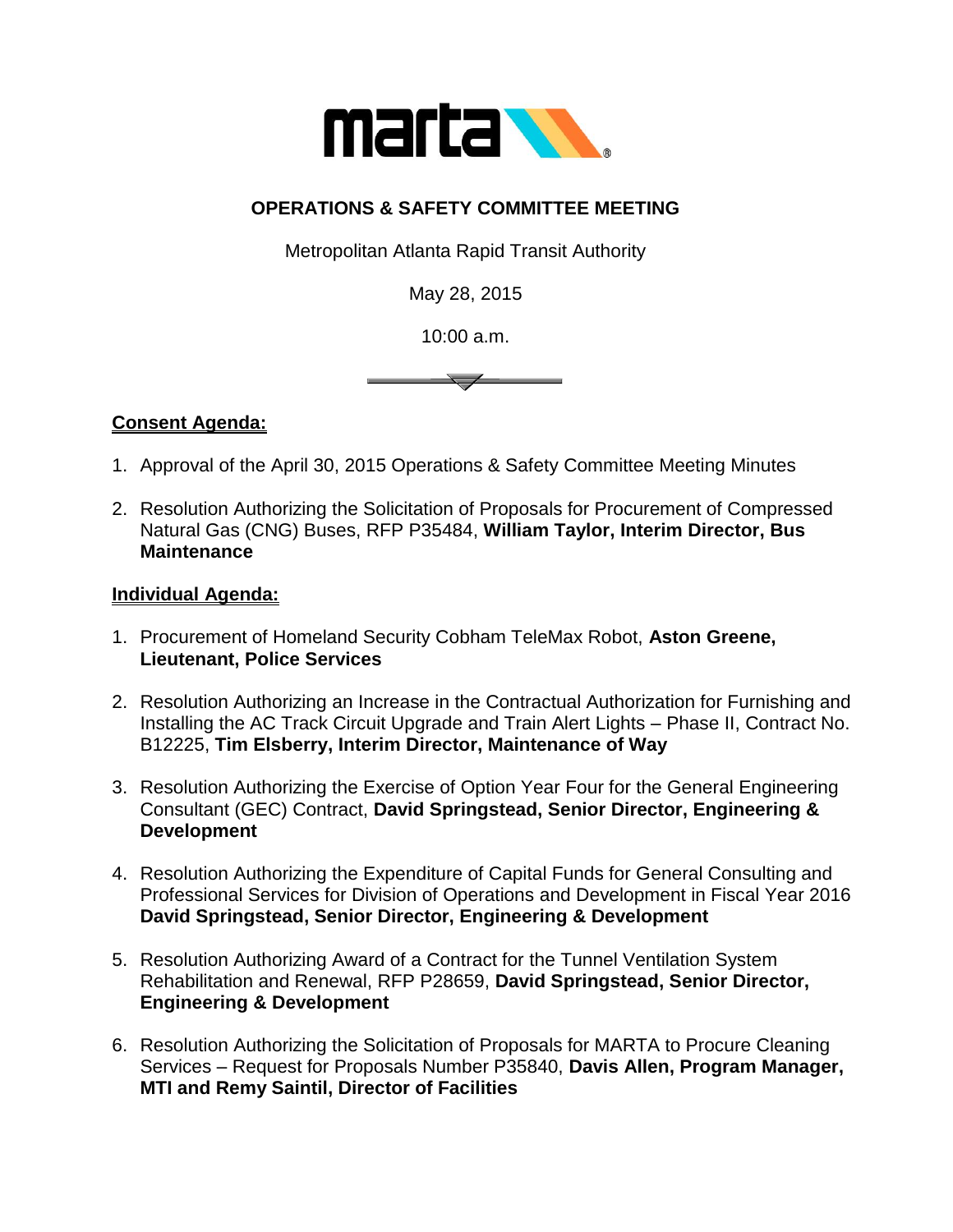# OPERATIONS & SAFETY COMMITTEE MEETING

Metropolitan Atlanta Rapid Transit Authority

May 28, 2015

10:00 a.m.

## Consent Agenda:

1. Approval of the April 30, 2015 Operations & Safety Committee Meeting Minutes
2. Resolution Authorizing the Solicitation of Proposals for Procurement of Compressed Natural Gas (CNG) Buses, RFP P35484, **William Taylor, Interim Director, Bus Maintenance**

## Individual Agenda:

1. Procurement of Homeland Security Cobham TeleMax Robot, **Aston Greene, Lieutenant, Police Services**
2. Resolution Authorizing an Increase in the Contractual Authorization for Furnishing and Installing the AC Track Circuit Upgrade and Train Alert Lights – Phase II, Contract No. B12225, **Tim Elsberry, Interim Director, Maintenance of Way**
3. Resolution Authorizing the Exercise of Option Year Four for the General Engineering Consultant (GEC) Contract, **David Springstead, Senior Director, Engineering & Development**
4. Resolution Authorizing the Expenditure of Capital Funds for General Consulting and Professional Services for Division of Operations and Development in Fiscal Year 2016 **David Springstead, Senior Director, Engineering & Development**
5. Resolution Authorizing Award of a Contract for the Tunnel Ventilation System Rehabilitation and Renewal, RFP P28659, **David Springstead, Senior Director, Engineering & Development**
6. Resolution Authorizing the Solicitation of Proposals for MARTA to Procure Cleaning Services – Request for Proposals Number P35840, **Davis Allen, Program Manager, MTI and Remy Saintil, Director of Facilities**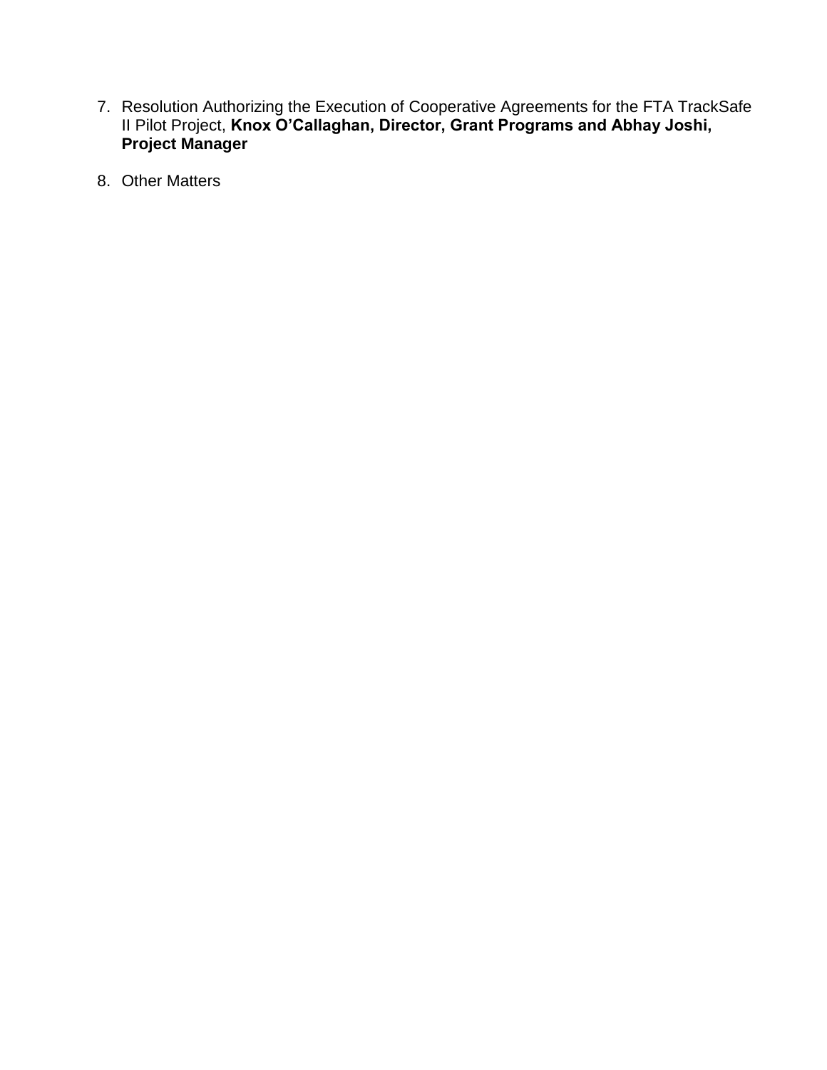7. Resolution Authorizing the Execution of Cooperative Agreements for the FTA TrackSafe II Pilot Project, **Knox O'Callaghan, Director, Grant Programs and Abhay Joshi, Project Manager**

8. Other Matters